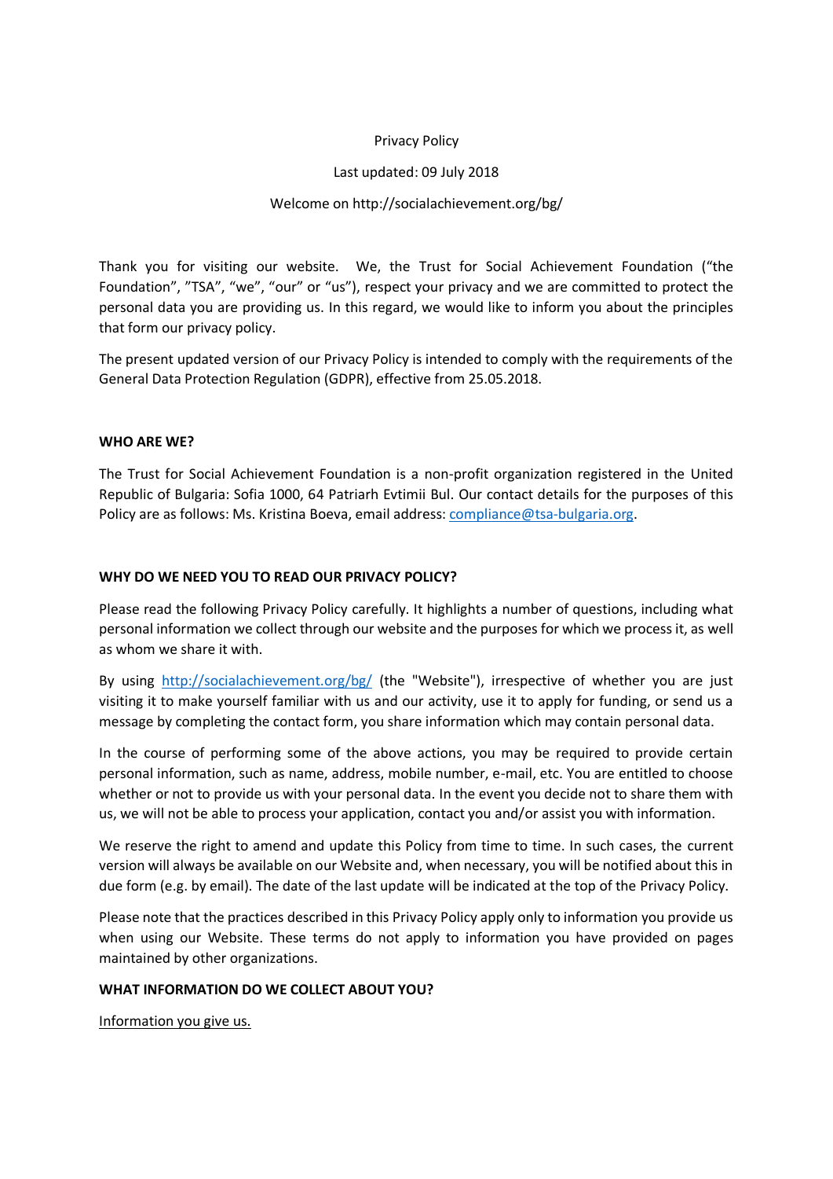# Privacy Policy

Last updated: 09 July 2018

Welcome on http://socialachievement.org/bg/

Thank you for visiting our website. We, the Trust for Social Achievement Foundation ("the Foundation", "TSA", "we", "our" or "us"), respect your privacy and we are committed to protect the personal data you are providing us. In this regard, we would like to inform you about the principles that form our privacy policy.

The present updated version of our Privacy Policy is intended to comply with the requirements of the General Data Protection Regulation (GDPR), effective from 25.05.2018.

## WHO ARE WE?

The Trust for Social Achievement Foundation is a non-profit organization registered in the United Republic of Bulgaria: Sofia 1000, 64 Patriarh Evtimii Bul. Our contact details for the purposes of this Policy are as follows: Ms. Kristina Boeva, email address: [compliance@tsa-bulgaria.org](mailto:compliance@tsa-bulgaria.org).

## WHY DO WE NEED YOU TO READ OUR PRIVACY POLICY?

Please read the following Privacy Policy carefully. It highlights a number of questions, including what personal information we collect through our website and the purposes for which we process it, as well as whom we share it with.

By using [http://socialachievement.org/bg/](http://socialachievement.org/bg/) (the "Website"), irrespective of whether you are just visiting it to make yourself familiar with us and our activity, use it to apply for funding, or send us a message by completing the contact form, you share information which may contain personal data.

In the course of performing some of the above actions, you may be required to provide certain personal information, such as name, address, mobile number, e-mail, etc. You are entitled to choose whether or not to provide us with your personal data. In the event you decide not to share them with us, we will not be able to process your application, contact you and/or assist you with information.

We reserve the right to amend and update this Policy from time to time. In such cases, the current version will always be available on our Website and, when necessary, you will be notified about this in due form (e.g. by email). The date of the last update will be indicated at the top of the Privacy Policy.

Please note that the practices described in this Privacy Policy apply only to information you provide us when using our Website. These terms do not apply to information you have provided on pages maintained by other organizations.

## WHAT INFORMATION DO WE COLLECT ABOUT YOU?

<u>Information you give us.</u>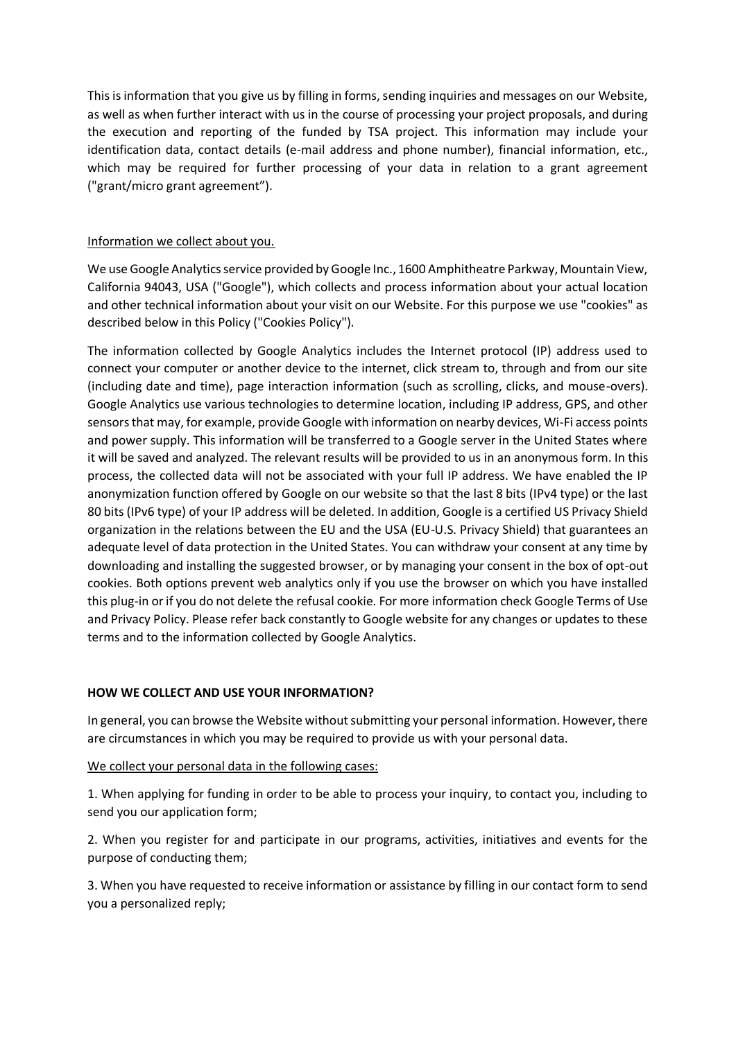This is information that you give us by filling in forms, sending inquiries and messages on our Website, as well as when further interact with us in the course of processing your project proposals, and during the execution and reporting of the funded by TSA project. This information may include your identification data, contact details (e-mail address and phone number), financial information, etc., which may be required for further processing of your data in relation to a grant agreement ("grant/micro grant agreement").

Information we collect about you.

We use Google Analytics service provided by Google Inc., 1600 Amphitheatre Parkway, Mountain View, California 94043, USA ("Google"), which collects and process information about your actual location and other technical information about your visit on our Website. For this purpose we use "cookies" as described below in this Policy ("Cookies Policy").

The information collected by Google Analytics includes the Internet protocol (IP) address used to connect your computer or another device to the internet, click stream to, through and from our site (including date and time), page interaction information (such as scrolling, clicks, and mouse-overs). Google Analytics use various technologies to determine location, including IP address, GPS, and other sensors that may, for example, provide Google with information on nearby devices, Wi-Fi access points and power supply. This information will be transferred to a Google server in the United States where it will be saved and analyzed. The relevant results will be provided to us in an anonymous form. In this process, the collected data will not be associated with your full IP address. We have enabled the IP anonymization function offered by Google on our website so that the last 8 bits (IPv4 type) or the last 80 bits (IPv6 type) of your IP address will be deleted. In addition, Google is a certified US Privacy Shield organization in the relations between the EU and the USA (EU-U.S. Privacy Shield) that guarantees an adequate level of data protection in the United States. You can withdraw your consent at any time by downloading and installing the suggested browser, or by managing your consent in the box of opt-out cookies. Both options prevent web analytics only if you use the browser on which you have installed this plug-in or if you do not delete the refusal cookie. For more information check Google Terms of Use and Privacy Policy. Please refer back constantly to Google website for any changes or updates to these terms and to the information collected by Google Analytics.

**HOW WE COLLECT AND USE YOUR INFORMATION?**

In general, you can browse the Website without submitting your personal information. However, there are circumstances in which you may be required to provide us with your personal data.

We collect your personal data in the following cases:

1. When applying for funding in order to be able to process your inquiry, to contact you, including to send you our application form;

2. When you register for and participate in our programs, activities, initiatives and events for the purpose of conducting them;

3. When you have requested to receive information or assistance by filling in our contact form to send you a personalized reply;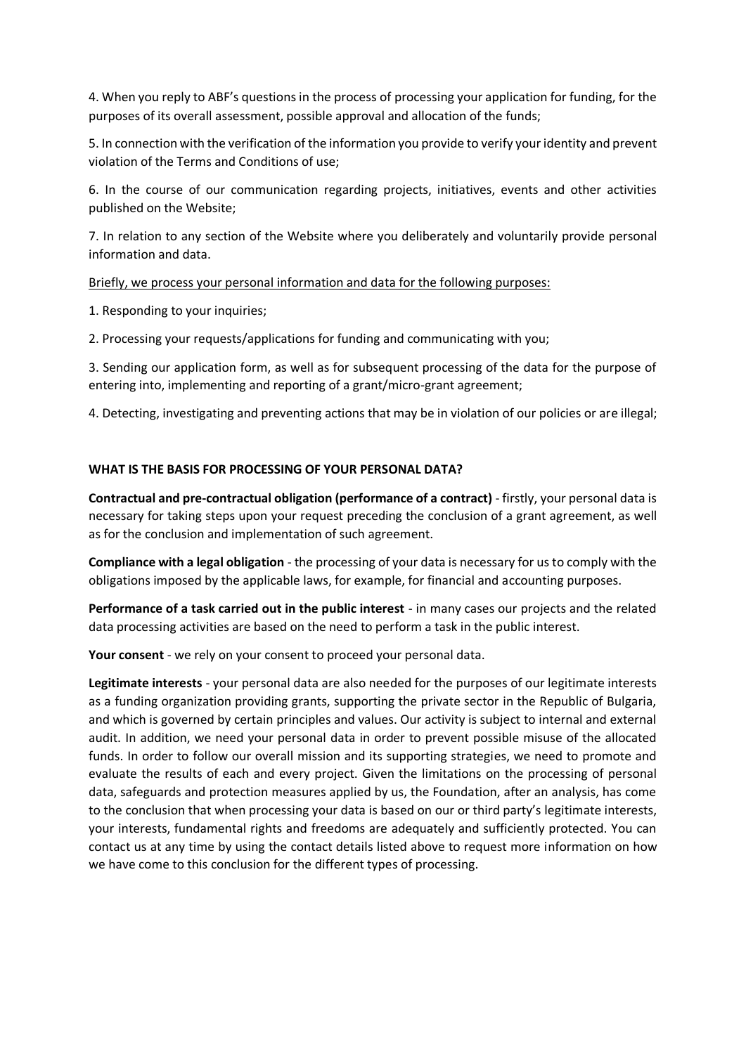4. When you reply to ABF's questions in the process of processing your application for funding, for the purposes of its overall assessment, possible approval and allocation of the funds;

5. In connection with the verification of the information you provide to verify your identity and prevent violation of the Terms and Conditions of use;

6. In the course of our communication regarding projects, initiatives, events and other activities published on the Website;

7. In relation to any section of the Website where you deliberately and voluntarily provide personal information and data.

Briefly, we process your personal information and data for the following purposes:

1. Responding to your inquiries;

2. Processing your requests/applications for funding and communicating with you;

3. Sending our application form, as well as for subsequent processing of the data for the purpose of entering into, implementing and reporting of a grant/micro-grant agreement;

4. Detecting, investigating and preventing actions that may be in violation of our policies or are illegal;

**WHAT IS THE BASIS FOR PROCESSING OF YOUR PERSONAL DATA?**

**Contractual and pre-contractual obligation (performance of a contract)** - firstly, your personal data is necessary for taking steps upon your request preceding the conclusion of a grant agreement, as well as for the conclusion and implementation of such agreement.

**Compliance with a legal obligation** - the processing of your data is necessary for us to comply with the obligations imposed by the applicable laws, for example, for financial and accounting purposes.

**Performance of a task carried out in the public interest** - in many cases our projects and the related data processing activities are based on the need to perform a task in the public interest.

**Your consent** - we rely on your consent to proceed your personal data.

**Legitimate interests** - your personal data are also needed for the purposes of our legitimate interests as a funding organization providing grants, supporting the private sector in the Republic of Bulgaria, and which is governed by certain principles and values. Our activity is subject to internal and external audit. In addition, we need your personal data in order to prevent possible misuse of the allocated funds. In order to follow our overall mission and its supporting strategies, we need to promote and evaluate the results of each and every project. Given the limitations on the processing of personal data, safeguards and protection measures applied by us, the Foundation, after an analysis, has come to the conclusion that when processing your data is based on our or third party's legitimate interests, your interests, fundamental rights and freedoms are adequately and sufficiently protected. You can contact us at any time by using the contact details listed above to request more information on how we have come to this conclusion for the different types of processing.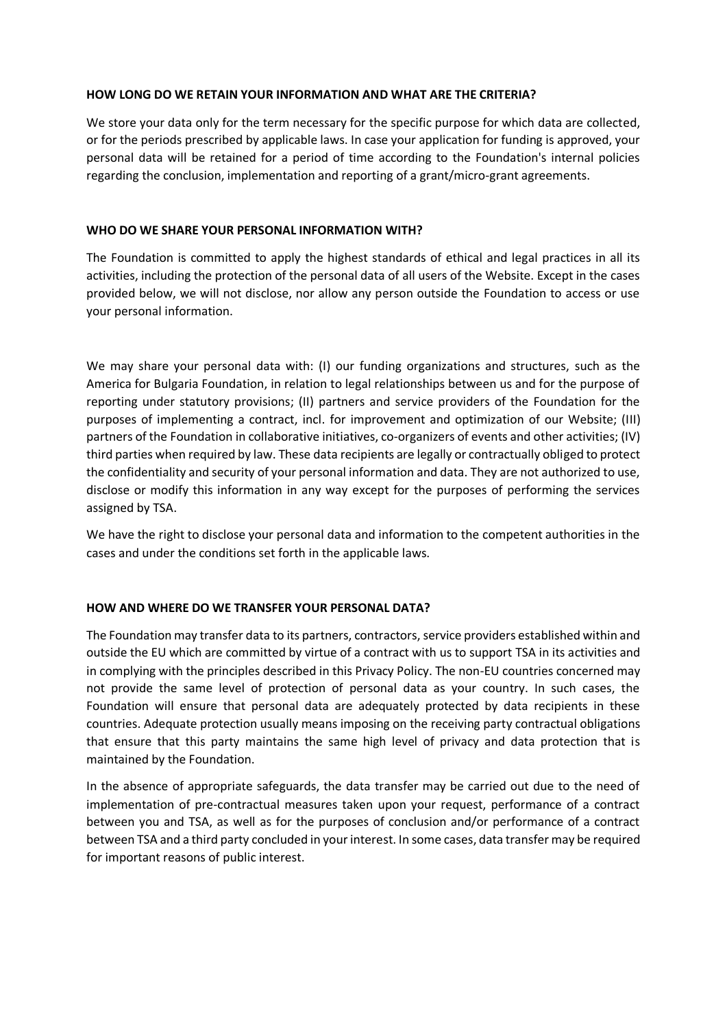**HOW LONG DO WE RETAIN YOUR INFORMATION AND WHAT ARE THE CRITERIA?**

We store your data only for the term necessary for the specific purpose for which data are collected, or for the periods prescribed by applicable laws. In case your application for funding is approved, your personal data will be retained for a period of time according to the Foundation's internal policies regarding the conclusion, implementation and reporting of a grant/micro-grant agreements.

**WHO DO WE SHARE YOUR PERSONAL INFORMATION WITH?**

The Foundation is committed to apply the highest standards of ethical and legal practices in all its activities, including the protection of the personal data of all users of the Website. Except in the cases provided below, we will not disclose, nor allow any person outside the Foundation to access or use your personal information.

We may share your personal data with: (I) our funding organizations and structures, such as the America for Bulgaria Foundation, in relation to legal relationships between us and for the purpose of reporting under statutory provisions; (II) partners and service providers of the Foundation for the purposes of implementing a contract, incl. for improvement and optimization of our Website; (III) partners of the Foundation in collaborative initiatives, co-organizers of events and other activities; (IV) third parties when required by law. These data recipients are legally or contractually obliged to protect the confidentiality and security of your personal information and data. They are not authorized to use, disclose or modify this information in any way except for the purposes of performing the services assigned by TSA.

We have the right to disclose your personal data and information to the competent authorities in the cases and under the conditions set forth in the applicable laws.

**HOW AND WHERE DO WE TRANSFER YOUR PERSONAL DATA?**

The Foundation may transfer data to its partners, contractors, service providers established within and outside the EU which are committed by virtue of a contract with us to support TSA in its activities and in complying with the principles described in this Privacy Policy. The non-EU countries concerned may not provide the same level of protection of personal data as your country. In such cases, the Foundation will ensure that personal data are adequately protected by data recipients in these countries. Adequate protection usually means imposing on the receiving party contractual obligations that ensure that this party maintains the same high level of privacy and data protection that is maintained by the Foundation.

In the absence of appropriate safeguards, the data transfer may be carried out due to the need of implementation of pre-contractual measures taken upon your request, performance of a contract between you and TSA, as well as for the purposes of conclusion and/or performance of a contract between TSA and a third party concluded in your interest. In some cases, data transfer may be required for important reasons of public interest.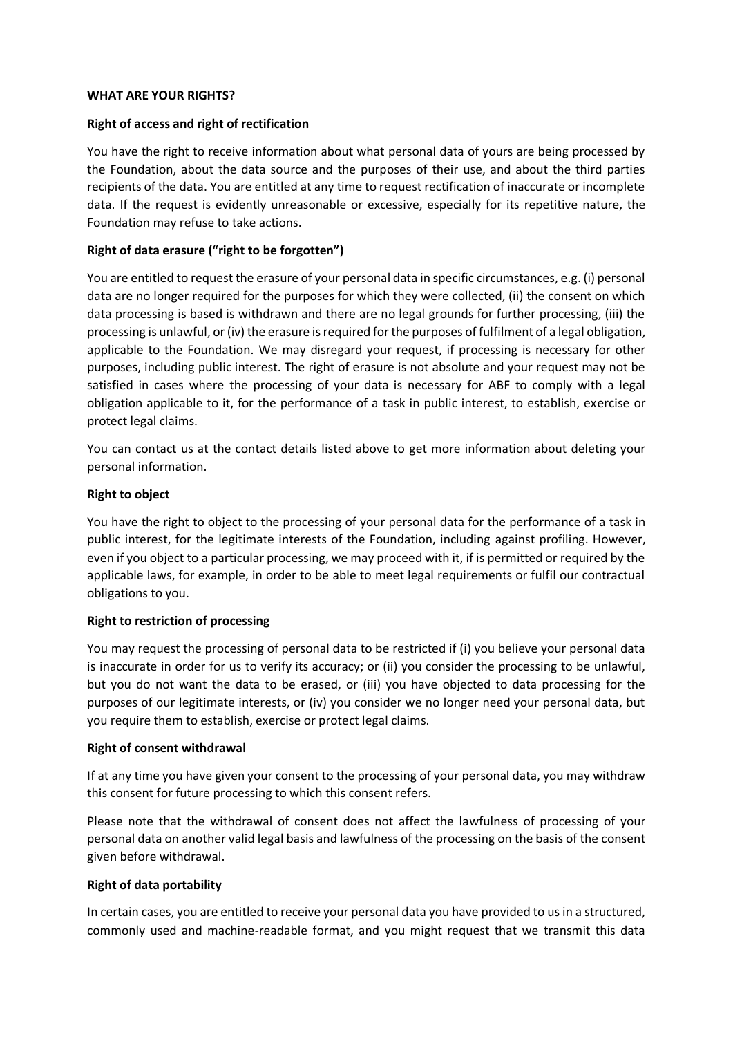**WHAT ARE YOUR RIGHTS?**

**Right of access and right of rectification**

You have the right to receive information about what personal data of yours are being processed by the Foundation, about the data source and the purposes of their use, and about the third parties recipients of the data. You are entitled at any time to request rectification of inaccurate or incomplete data. If the request is evidently unreasonable or excessive, especially for its repetitive nature, the Foundation may refuse to take actions.

**Right of data erasure ("right to be forgotten")**

You are entitled to request the erasure of your personal data in specific circumstances, e.g. (i) personal data are no longer required for the purposes for which they were collected, (ii) the consent on which data processing is based is withdrawn and there are no legal grounds for further processing, (iii) the processing is unlawful, or (iv) the erasure is required for the purposes of fulfilment of a legal obligation, applicable to the Foundation. We may disregard your request, if processing is necessary for other purposes, including public interest. The right of erasure is not absolute and your request may not be satisfied in cases where the processing of your data is necessary for ABF to comply with a legal obligation applicable to it, for the performance of a task in public interest, to establish, exercise or protect legal claims.

You can contact us at the contact details listed above to get more information about deleting your personal information.

**Right to object**

You have the right to object to the processing of your personal data for the performance of a task in public interest, for the legitimate interests of the Foundation, including against profiling. However, even if you object to a particular processing, we may proceed with it, if is permitted or required by the applicable laws, for example, in order to be able to meet legal requirements or fulfil our contractual obligations to you.

**Right to restriction of processing**

You may request the processing of personal data to be restricted if (i) you believe your personal data is inaccurate in order for us to verify its accuracy; or (ii) you consider the processing to be unlawful, but you do not want the data to be erased, or (iii) you have objected to data processing for the purposes of our legitimate interests, or (iv) you consider we no longer need your personal data, but you require them to establish, exercise or protect legal claims.

**Right of consent withdrawal**

If at any time you have given your consent to the processing of your personal data, you may withdraw this consent for future processing to which this consent refers.

Please note that the withdrawal of consent does not affect the lawfulness of processing of your personal data on another valid legal basis and lawfulness of the processing on the basis of the consent given before withdrawal.

**Right of data portability**

In certain cases, you are entitled to receive your personal data you have provided to us in a structured, commonly used and machine-readable format, and you might request that we transmit this data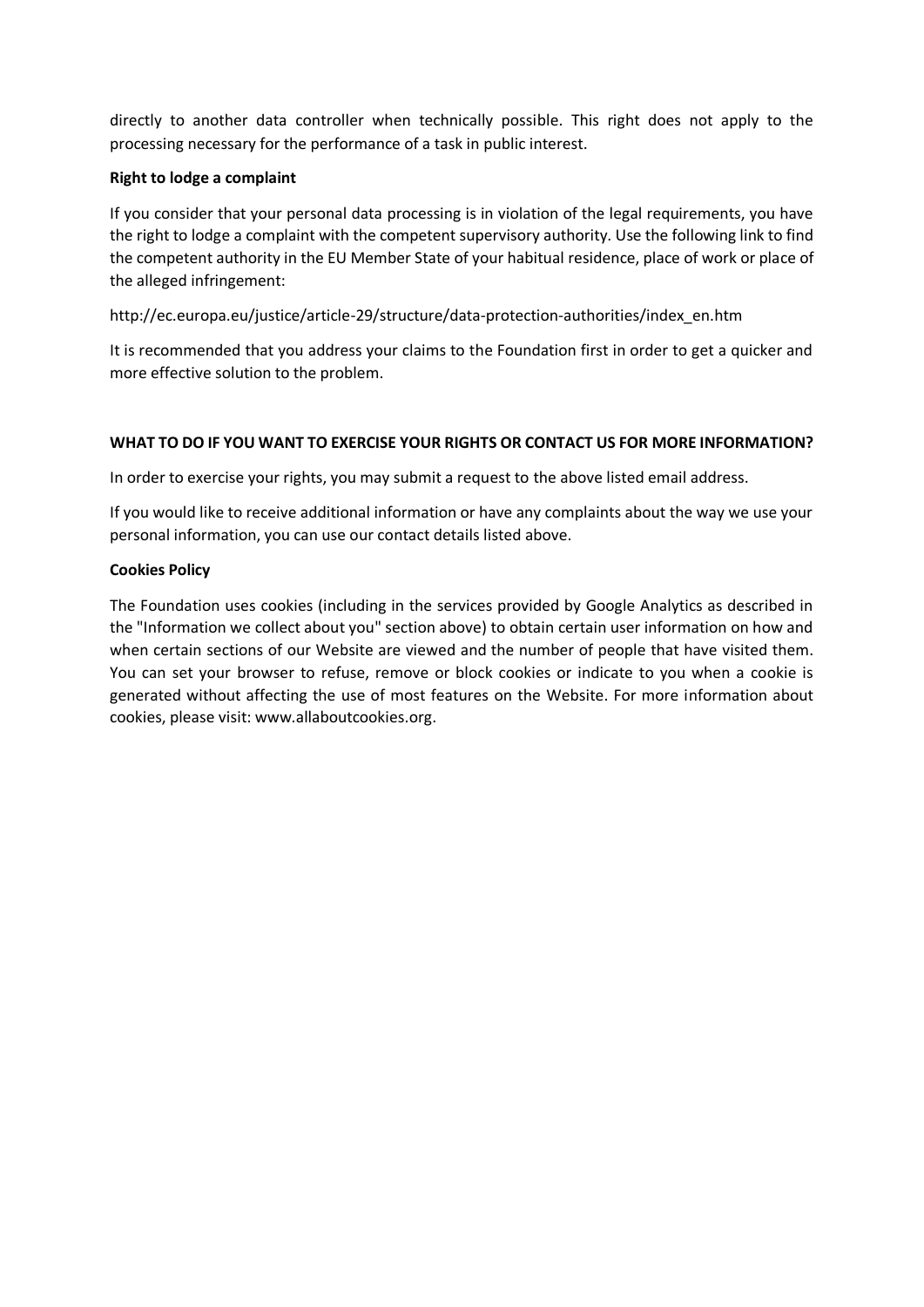directly to another data controller when technically possible. This right does not apply to the processing necessary for the performance of a task in public interest.

**Right to lodge a complaint**

If you consider that your personal data processing is in violation of the legal requirements, you have the right to lodge a complaint with the competent supervisory authority. Use the following link to find the competent authority in the EU Member State of your habitual residence, place of work or place of the alleged infringement:

http://ec.europa.eu/justice/article-29/structure/data-protection-authorities/index_en.htm

It is recommended that you address your claims to the Foundation first in order to get a quicker and more effective solution to the problem.

**WHAT TO DO IF YOU WANT TO EXERCISE YOUR RIGHTS OR CONTACT US FOR MORE INFORMATION?**

In order to exercise your rights, you may submit a request to the above listed email address.

If you would like to receive additional information or have any complaints about the way we use your personal information, you can use our contact details listed above.

**Cookies Policy**

The Foundation uses cookies (including in the services provided by Google Analytics as described in the "Information we collect about you" section above) to obtain certain user information on how and when certain sections of our Website are viewed and the number of people that have visited them. You can set your browser to refuse, remove or block cookies or indicate to you when a cookie is generated without affecting the use of most features on the Website. For more information about cookies, please visit: www.allaboutcookies.org.